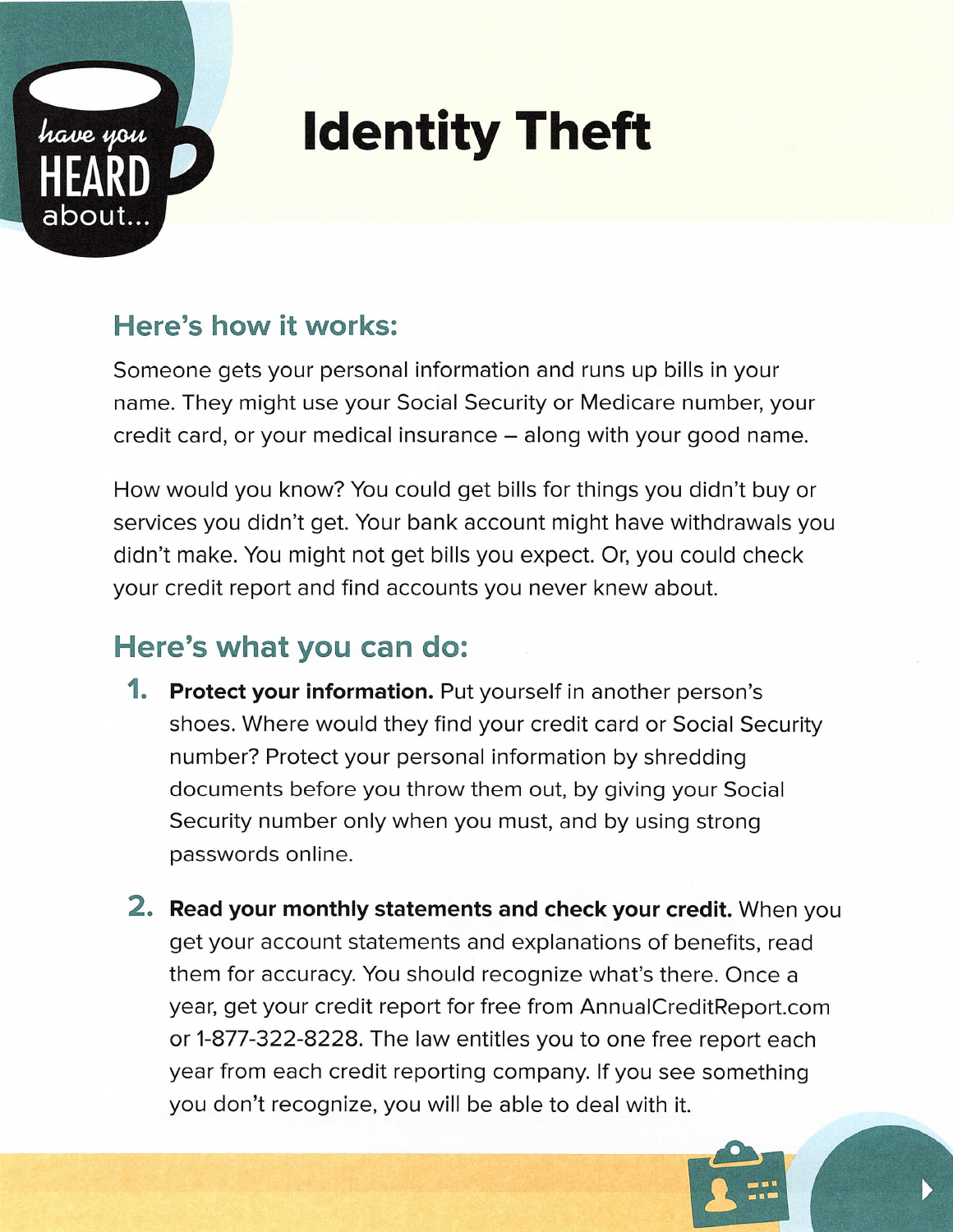have you HEARD about...

# Identity Theft

## Here's how it works:

Someone gets your personal information and runs up bills in your name. They might use your Social Security or Medicare number, your credit card, or your medical insurance – along with your good name.

How would you know? You could get bills for things you didn't buy or services you didn't get. Your bank account might have withdrawals you didn't make. You might not get bills you expect. Or, you could check your credit report and find accounts you never knew about.

## Here's what you can do:

1. **Protect your information.** Put yourself in another person's shoes. Where would they find your credit card or Social Security number? Protect your personal information by shredding documents before you throw them out, by giving your Social Security number only when you must, and by using strong passwords online.

2. **Read your monthly statements and check your credit.** When you get your account statements and explanations of benefits, read them for accuracy. You should recognize what's there. Once a year, get your credit report for free from AnnualCreditReport.com or 1-877-322-8228. The law entitles you to one free report each year from each credit reporting company. If you see something you don't recognize, you will be able to deal with it.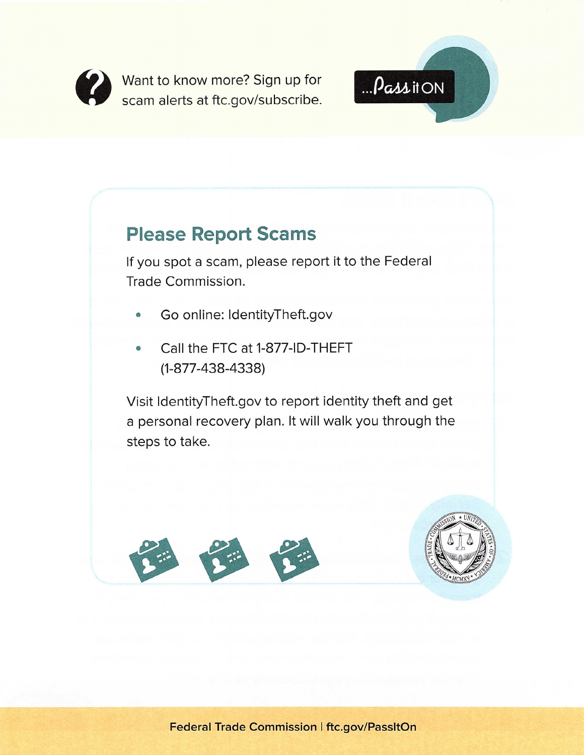Want to know more? Sign up for scam alerts at ftc.gov/subscribe.

...Pass it ON

## Please Report Scams

If you spot a scam, please report it to the Federal Trade Commission.

- Go online: IdentityTheft.gov
- Call the FTC at 1-877-ID-THEFT (1-877-438-4338)

Visit IdentityTheft.gov to report identity theft and get a personal recovery plan. It will walk you through the steps to take.

Federal Trade Commission | ftc.gov/PassItOn